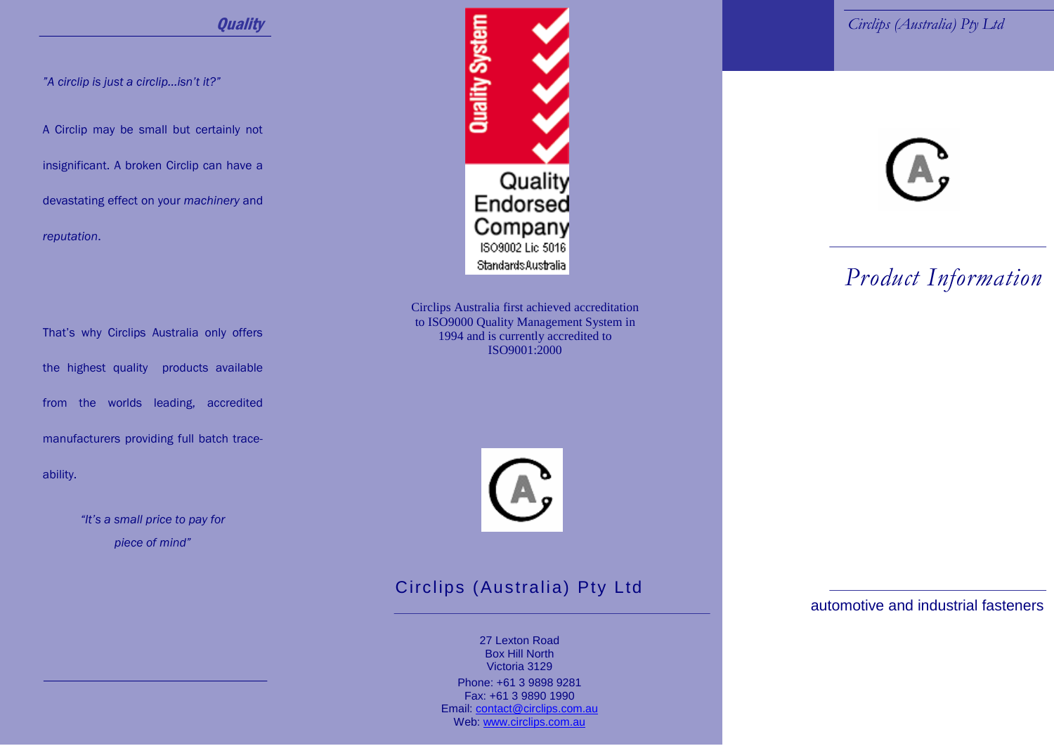## Quality

*"A circlip is just a circlip…isn't it?"*

A Circlip may be small but certainly not insignificant. A broken Circlip can have a devastating effect on your *machinery* and *reputation*.

That's why Circlips Australia only offers the highest quality products available from the worlds leading, accredited manufacturers providing full batch trace-ability.

*"It's a small price to pay for piece of mind"*

Quality System

Quality Endorsed Company
ISO9002 Lic 5016
Standards Australia

Circlips Australia first achieved accreditation to ISO9000 Quality Management System in 1994 and is currently accredited to ISO9001:2000

## Circlips (Australia) Pty Ltd

27 Lexton Road
Box Hill North
Victoria 3129

Phone: +61 3 9898 9281
Fax: +61 3 9890 1990
Email: contact@circlips.com.au
Web: www.circlips.com.au

*Circlips (Australia) Pty Ltd*

# *Product Information*

automotive and industrial fasteners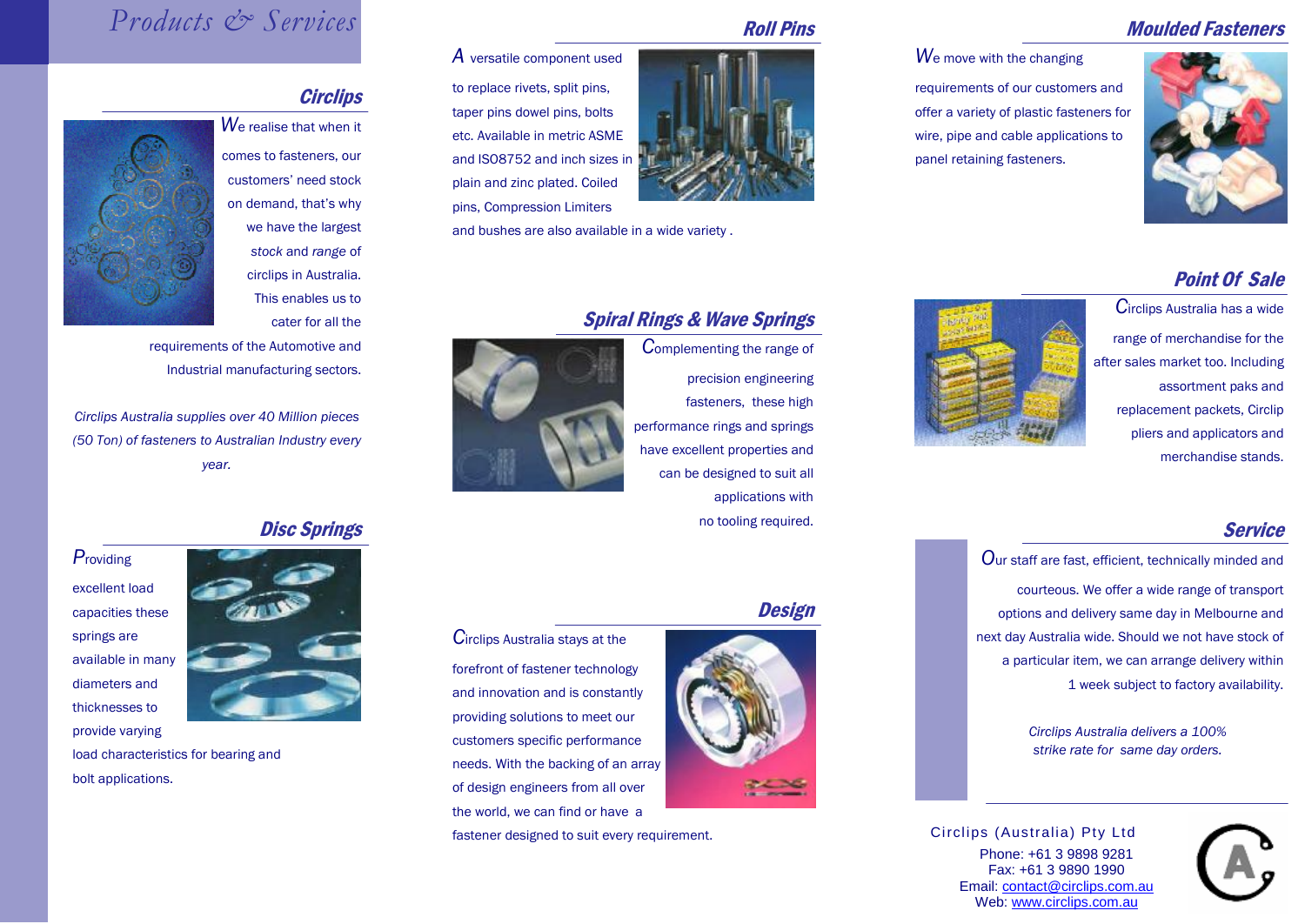# Products & Services

## Circlips

We realise that when it comes to fasteners, our customers' need stock on demand, that's why we have the largest *stock* and *range* of circlips in Australia. This enables us to cater for all the requirements of the Automotive and Industrial manufacturing sectors.

*Circlips Australia supplies over 40 Million pieces (50 Ton) of fasteners to Australian Industry every year.*

## Disc Springs

Providing excellent load capacities these springs are available in many diameters and thicknesses to provide varying load characteristics for bearing and bolt applications.

## Roll Pins

A versatile component used to replace rivets, split pins, taper pins dowel pins, bolts etc. Available in metric ASME and ISO8752 and inch sizes in plain and zinc plated. Coiled pins, Compression Limiters and bushes are also available in a wide variety .

## Spiral Rings & Wave Springs

Complementing the range of precision engineering fasteners, these high performance rings and springs have excellent properties and can be designed to suit all applications with no tooling required.

## Design

Circlips Australia stays at the forefront of fastener technology and innovation and is constantly providing solutions to meet our customers specific performance needs. With the backing of an array of design engineers from all over the world, we can find or have a fastener designed to suit every requirement.

## Moulded Fasteners

We move with the changing requirements of our customers and offer a variety of plastic fasteners for wire, pipe and cable applications to panel retaining fasteners.

## Point Of Sale

Circlips Australia has a wide range of merchandise for the after sales market too. Including assortment paks and replacement packets, Circlip pliers and applicators and merchandise stands.

## Service

Our staff are fast, efficient, technically minded and courteous. We offer a wide range of transport options and delivery same day in Melbourne and next day Australia wide. Should we not have stock of a particular item, we can arrange delivery within 1 week subject to factory availability.

*Circlips Australia delivers a 100% strike rate for same day orders.*

Circlips (Australia) Pty Ltd

Phone: +61 3 9898 9281
Fax: +61 3 9890 1990
Email: contact@circlips.com.au
Web: www.circlips.com.au